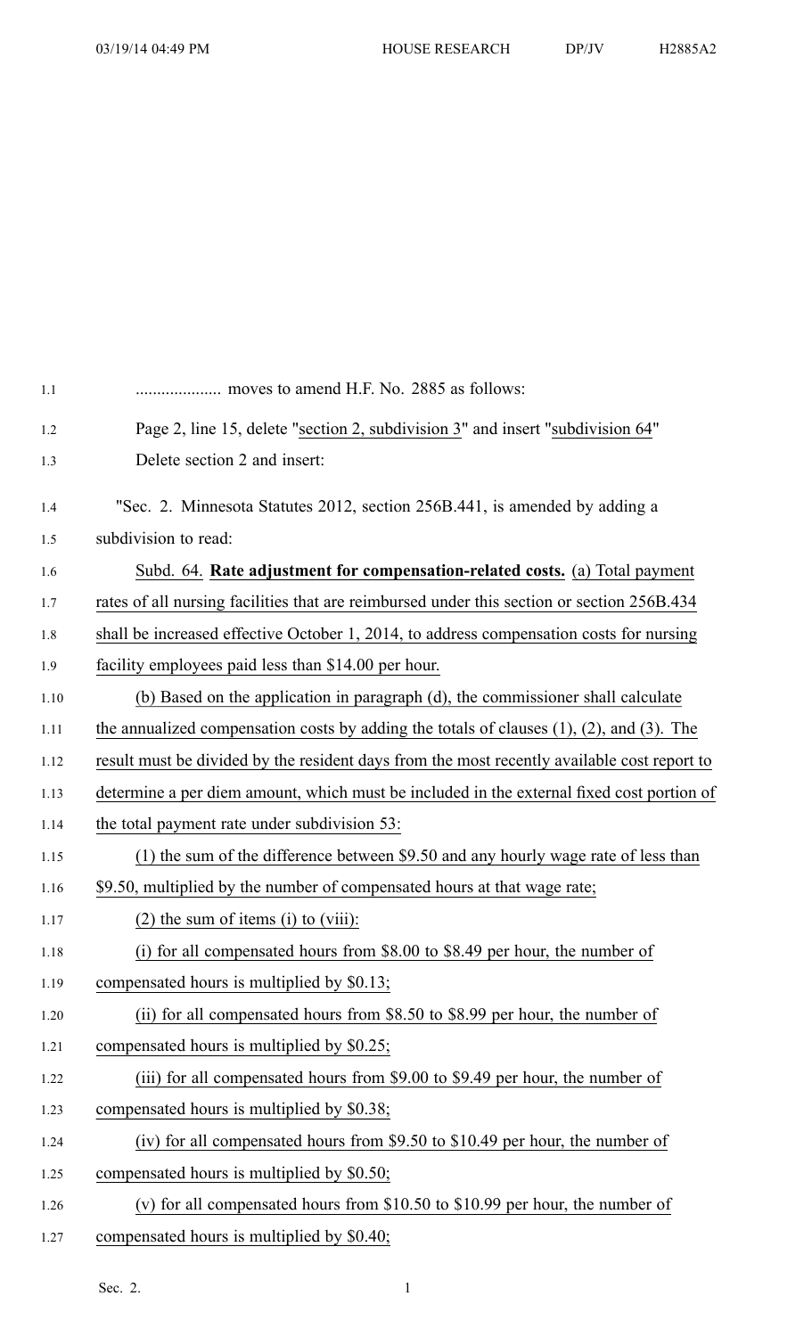.................... moves to amend H.F. No. 2885 as follows:

Page 2, line 15, delete "section 2, subdivision 3" and insert "subdivision 64"

Delete section 2 and insert:

"Sec. 2. Minnesota Statutes 2012, section 256B.441, is amended by adding a subdivision to read:

Subd. 64. **Rate adjustment for compensation-related costs.** (a) Total payment rates of all nursing facilities that are reimbursed under this section or section 256B.434 shall be increased effective October 1, 2014, to address compensation costs for nursing facility employees paid less than $14.00 per hour.

(b) Based on the application in paragraph (d), the commissioner shall calculate the annualized compensation costs by adding the totals of clauses (1), (2), and (3). The result must be divided by the resident days from the most recently available cost report to determine a per diem amount, which must be included in the external fixed cost portion of the total payment rate under subdivision 53:

(1) the sum of the difference between $9.50 and any hourly wage rate of less than $9.50, multiplied by the number of compensated hours at that wage rate;

(2) the sum of items (i) to (viii):

(i) for all compensated hours from $8.00 to $8.49 per hour, the number of compensated hours is multiplied by $0.13;

(ii) for all compensated hours from $8.50 to $8.99 per hour, the number of compensated hours is multiplied by $0.25;

(iii) for all compensated hours from $9.00 to $9.49 per hour, the number of compensated hours is multiplied by $0.38;

(iv) for all compensated hours from $9.50 to $10.49 per hour, the number of compensated hours is multiplied by $0.50;

(v) for all compensated hours from $10.50 to $10.99 per hour, the number of compensated hours is multiplied by $0.40;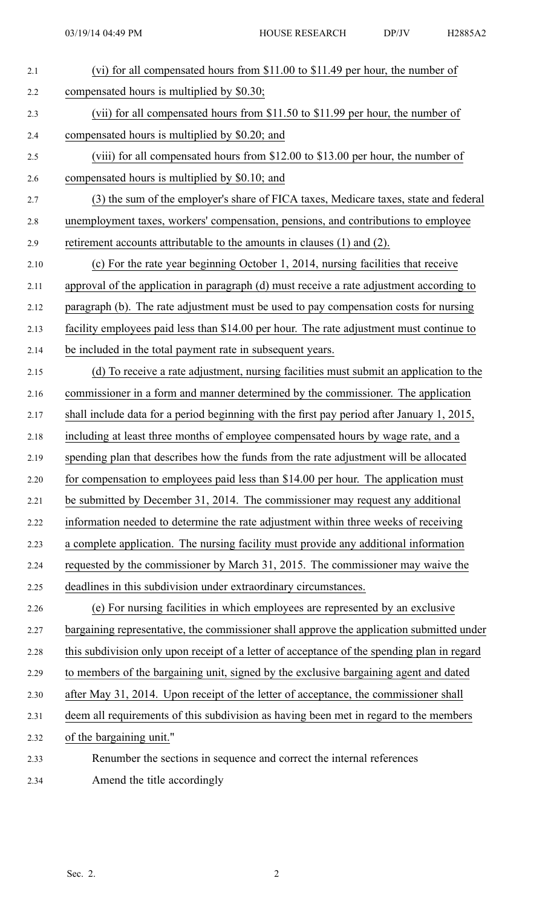(vi) for all compensated hours from $11.00 to $11.49 per hour, the number of compensated hours is multiplied by $0.30;

(vii) for all compensated hours from $11.50 to $11.99 per hour, the number of compensated hours is multiplied by $0.20; and

(viii) for all compensated hours from $12.00 to $13.00 per hour, the number of compensated hours is multiplied by $0.10; and

(3) the sum of the employer's share of FICA taxes, Medicare taxes, state and federal unemployment taxes, workers' compensation, pensions, and contributions to employee retirement accounts attributable to the amounts in clauses (1) and (2).

(c) For the rate year beginning October 1, 2014, nursing facilities that receive approval of the application in paragraph (d) must receive a rate adjustment according to paragraph (b). The rate adjustment must be used to pay compensation costs for nursing facility employees paid less than $14.00 per hour. The rate adjustment must continue to be included in the total payment rate in subsequent years.

(d) To receive a rate adjustment, nursing facilities must submit an application to the commissioner in a form and manner determined by the commissioner. The application shall include data for a period beginning with the first pay period after January 1, 2015, including at least three months of employee compensated hours by wage rate, and a spending plan that describes how the funds from the rate adjustment will be allocated for compensation to employees paid less than $14.00 per hour. The application must be submitted by December 31, 2014. The commissioner may request any additional information needed to determine the rate adjustment within three weeks of receiving a complete application. The nursing facility must provide any additional information requested by the commissioner by March 31, 2015. The commissioner may waive the deadlines in this subdivision under extraordinary circumstances.

(e) For nursing facilities in which employees are represented by an exclusive bargaining representative, the commissioner shall approve the application submitted under this subdivision only upon receipt of a letter of acceptance of the spending plan in regard to members of the bargaining unit, signed by the exclusive bargaining agent and dated after May 31, 2014. Upon receipt of the letter of acceptance, the commissioner shall deem all requirements of this subdivision as having been met in regard to the members of the bargaining unit."

Renumber the sections in sequence and correct the internal references

Amend the title accordingly